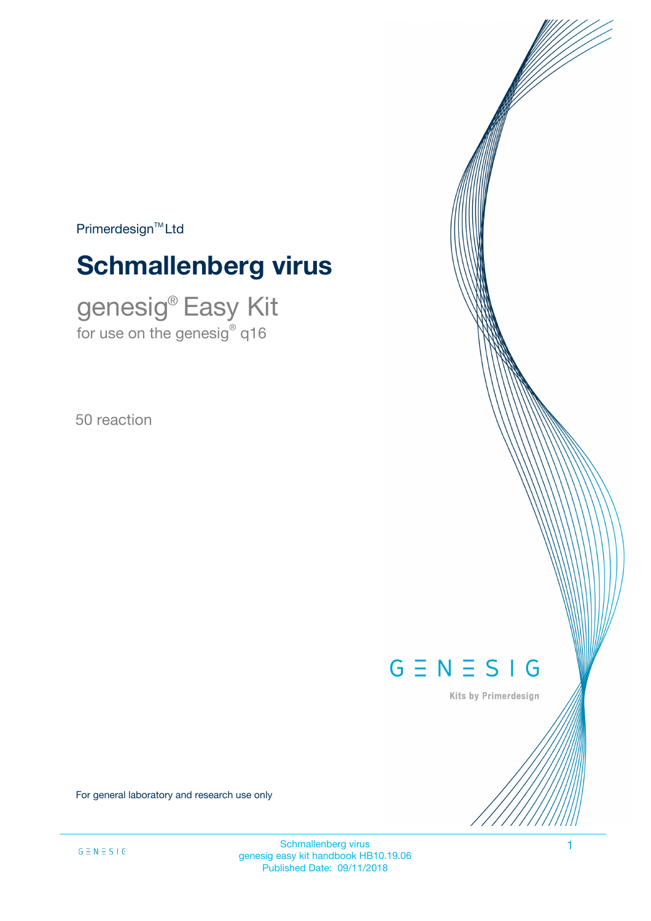Primerdesign™ Ltd

# Schmallenberg virus

## genesig® Easy Kit

for use on the genesig® q16

50 reaction

GENESIG

Kits by Primerdesign

For general laboratory and research use only

Schmallenberg virus
genesig easy kit handbook HB10.19.06
Published Date: 09/11/2018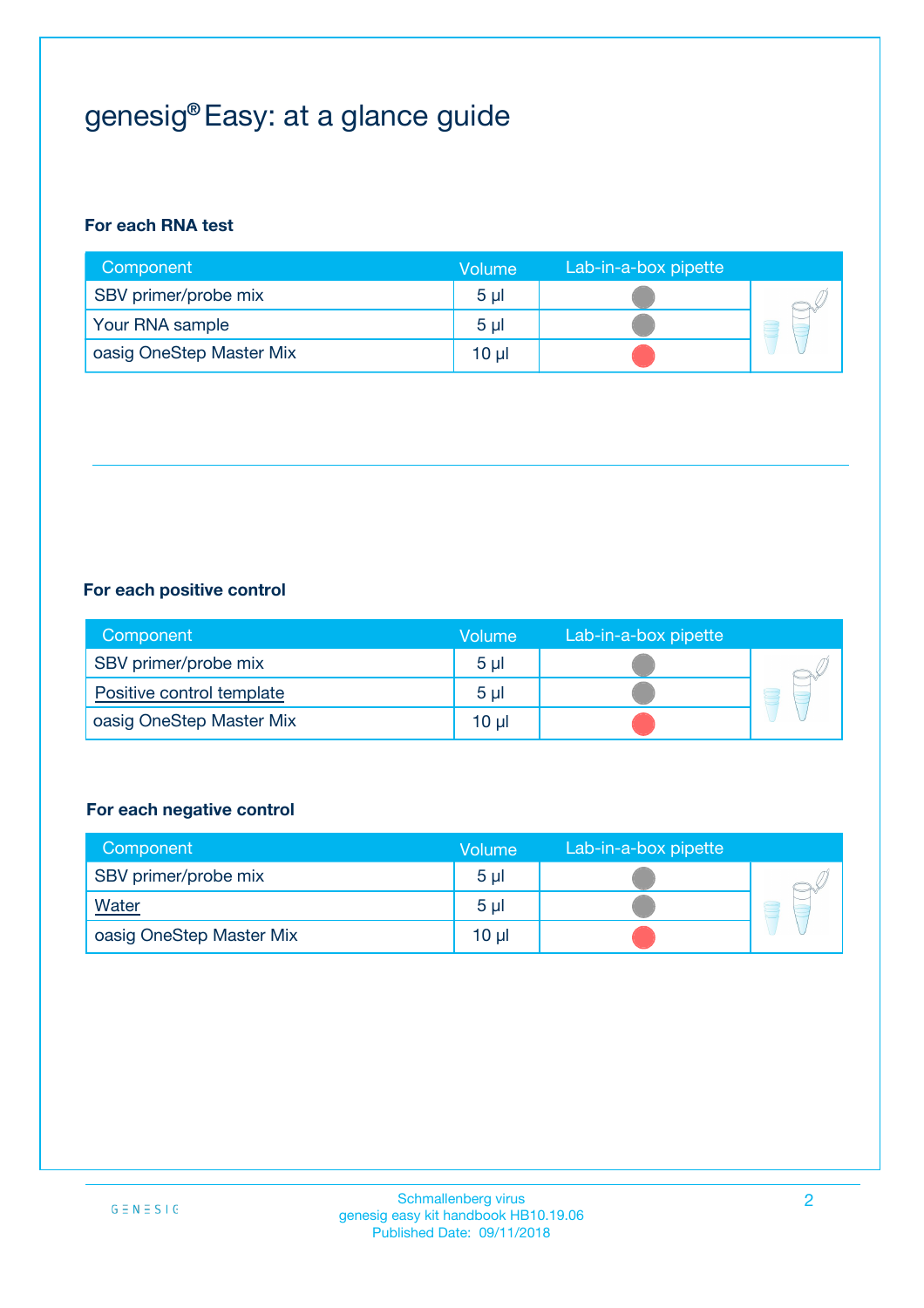# genesig® Easy: at a glance guide

**For each RNA test**

| Component | Volume | Lab-in-a-box pipette |
|---|---|---|
| SBV primer/probe mix | 5 µl | |
| Your RNA sample | 5 µl | |
| oasig OneStep Master Mix | 10 µl | |

**For each positive control**

| Component | Volume | Lab-in-a-box pipette |
|---|---|---|
| SBV primer/probe mix | 5 µl | |
| Positive control template | 5 µl | |
| oasig OneStep Master Mix | 10 µl | |

**For each negative control**

| Component | Volume | Lab-in-a-box pipette |
|---|---|---|
| SBV primer/probe mix | 5 µl | |
| Water | 5 µl | |
| oasig OneStep Master Mix | 10 µl | |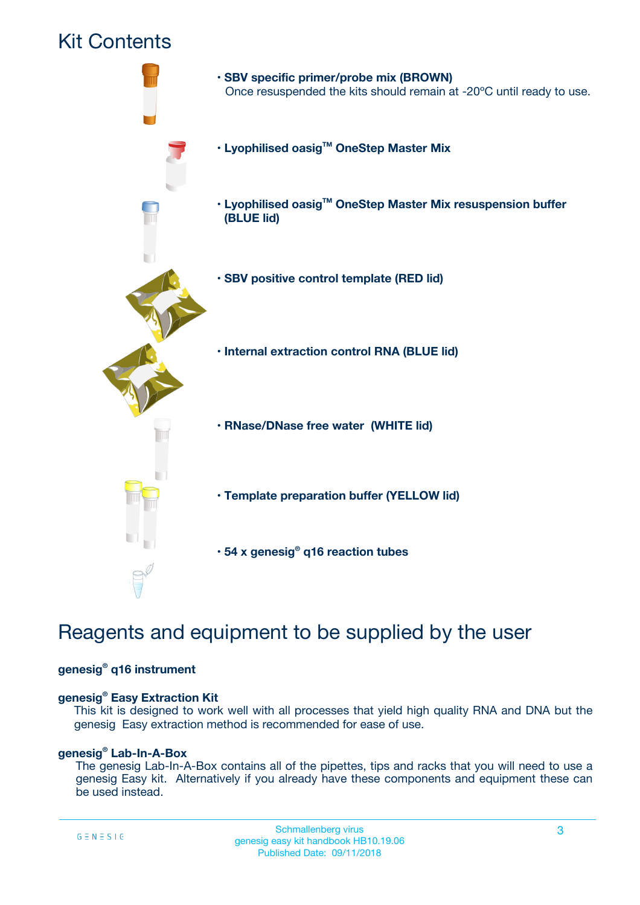# Kit Contents

- **SBV specific primer/probe mix (BROWN)**
  Once resuspended the kits should remain at -20ºC until ready to use.
- **Lyophilised oasig™ OneStep Master Mix**
- **Lyophilised oasig™ OneStep Master Mix resuspension buffer (BLUE lid)**
- **SBV positive control template (RED lid)**
- **Internal extraction control RNA (BLUE lid)**
- **RNase/DNase free water (WHITE lid)**
- **Template preparation buffer (YELLOW lid)**
- **54 x genesig® q16 reaction tubes**

# Reagents and equipment to be supplied by the user

**genesig® q16 instrument**

**genesig® Easy Extraction Kit**

This kit is designed to work well with all processes that yield high quality RNA and DNA but the genesig Easy extraction method is recommended for ease of use.

**genesig® Lab-In-A-Box**

The genesig Lab-In-A-Box contains all of the pipettes, tips and racks that you will need to use a genesig Easy kit. Alternatively if you already have these components and equipment these can be used instead.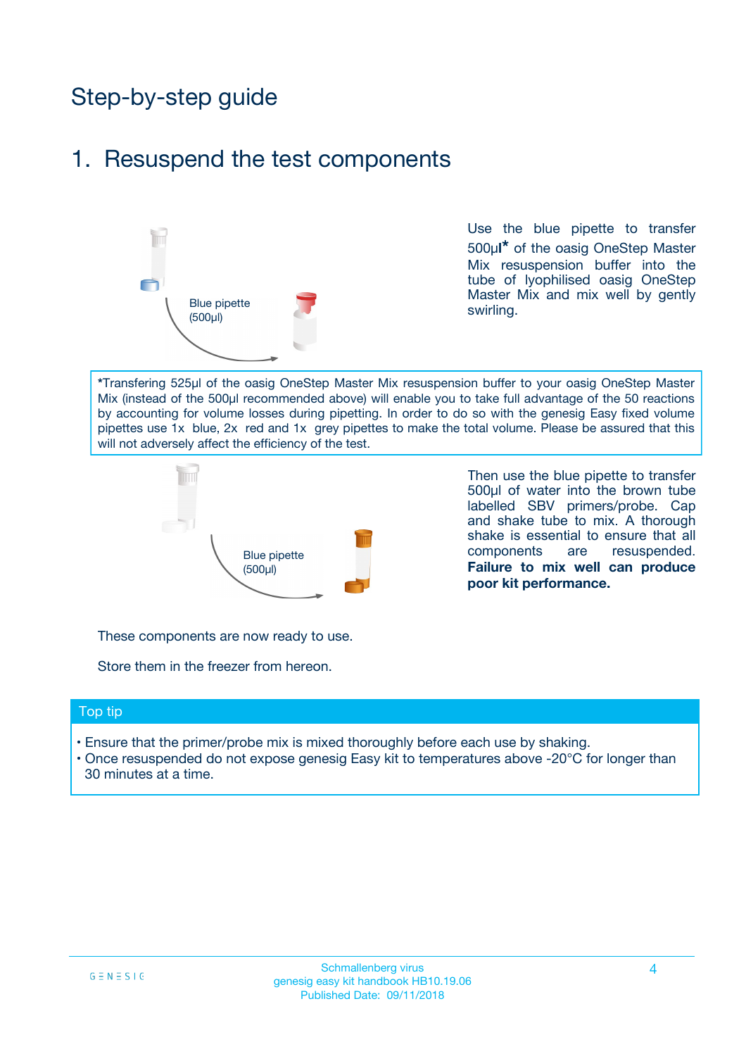# Step-by-step guide

## 1. Resuspend the test components

Blue pipette (500µl)

Use the blue pipette to transfer 500µl* of the oasig OneStep Master Mix resuspension buffer into the tube of lyophilised oasig OneStep Master Mix and mix well by gently swirling.

*Transfering 525µl of the oasig OneStep Master Mix resuspension buffer to your oasig OneStep Master Mix (instead of the 500µl recommended above) will enable you to take full advantage of the 50 reactions by accounting for volume losses during pipetting. In order to do so with the genesig Easy fixed volume pipettes use 1x blue, 2x red and 1x grey pipettes to make the total volume. Please be assured that this will not adversely affect the efficiency of the test.

Blue pipette (500µl)

Then use the blue pipette to transfer 500µl of water into the brown tube labelled SBV primers/probe. Cap and shake tube to mix. A thorough shake is essential to ensure that all components are resuspended. **Failure to mix well can produce poor kit performance.**

These components are now ready to use.

Store them in the freezer from hereon.

### Top tip

- Ensure that the primer/probe mix is mixed thoroughly before each use by shaking.
- Once resuspended do not expose genesig Easy kit to temperatures above -20°C for longer than 30 minutes at a time.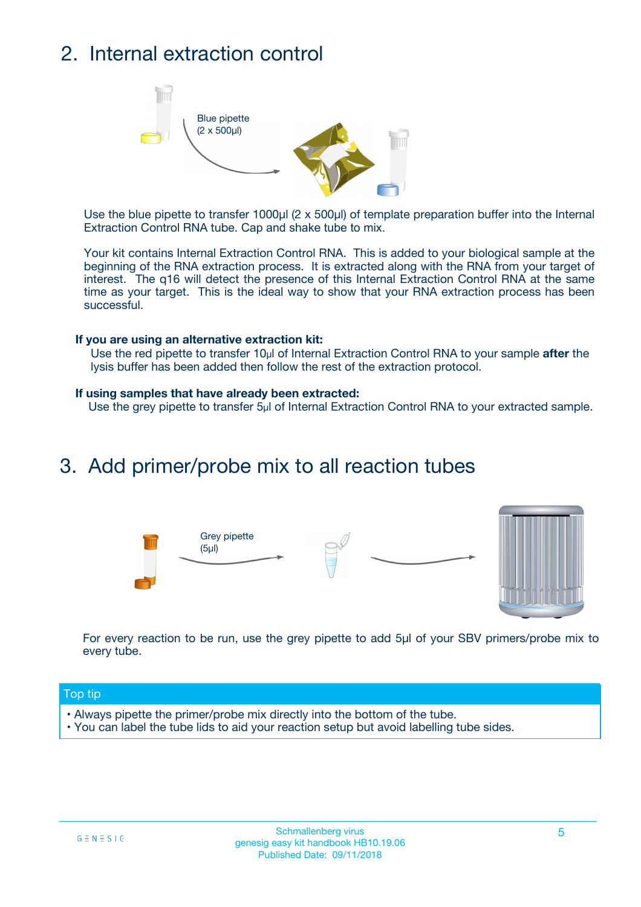## 2. Internal extraction control

Blue pipette
(2 x 500µl)

Use the blue pipette to transfer 1000µl (2 x 500µl) of template preparation buffer into the Internal Extraction Control RNA tube. Cap and shake tube to mix.

Your kit contains Internal Extraction Control RNA. This is added to your biological sample at the beginning of the RNA extraction process. It is extracted along with the RNA from your target of interest. The q16 will detect the presence of this Internal Extraction Control RNA at the same time as your target. This is the ideal way to show that your RNA extraction process has been successful.

**If you are using an alternative extraction kit:**

Use the red pipette to transfer 10µl of Internal Extraction Control RNA to your sample **after** the lysis buffer has been added then follow the rest of the extraction protocol.

**If using samples that have already been extracted:**

Use the grey pipette to transfer 5µl of Internal Extraction Control RNA to your extracted sample.

## 3. Add primer/probe mix to all reaction tubes

Grey pipette
(5µl)

For every reaction to be run, use the grey pipette to add 5µl of your SBV primers/probe mix to every tube.

**Top tip**

- Always pipette the primer/probe mix directly into the bottom of the tube.
- You can label the tube lids to aid your reaction setup but avoid labelling tube sides.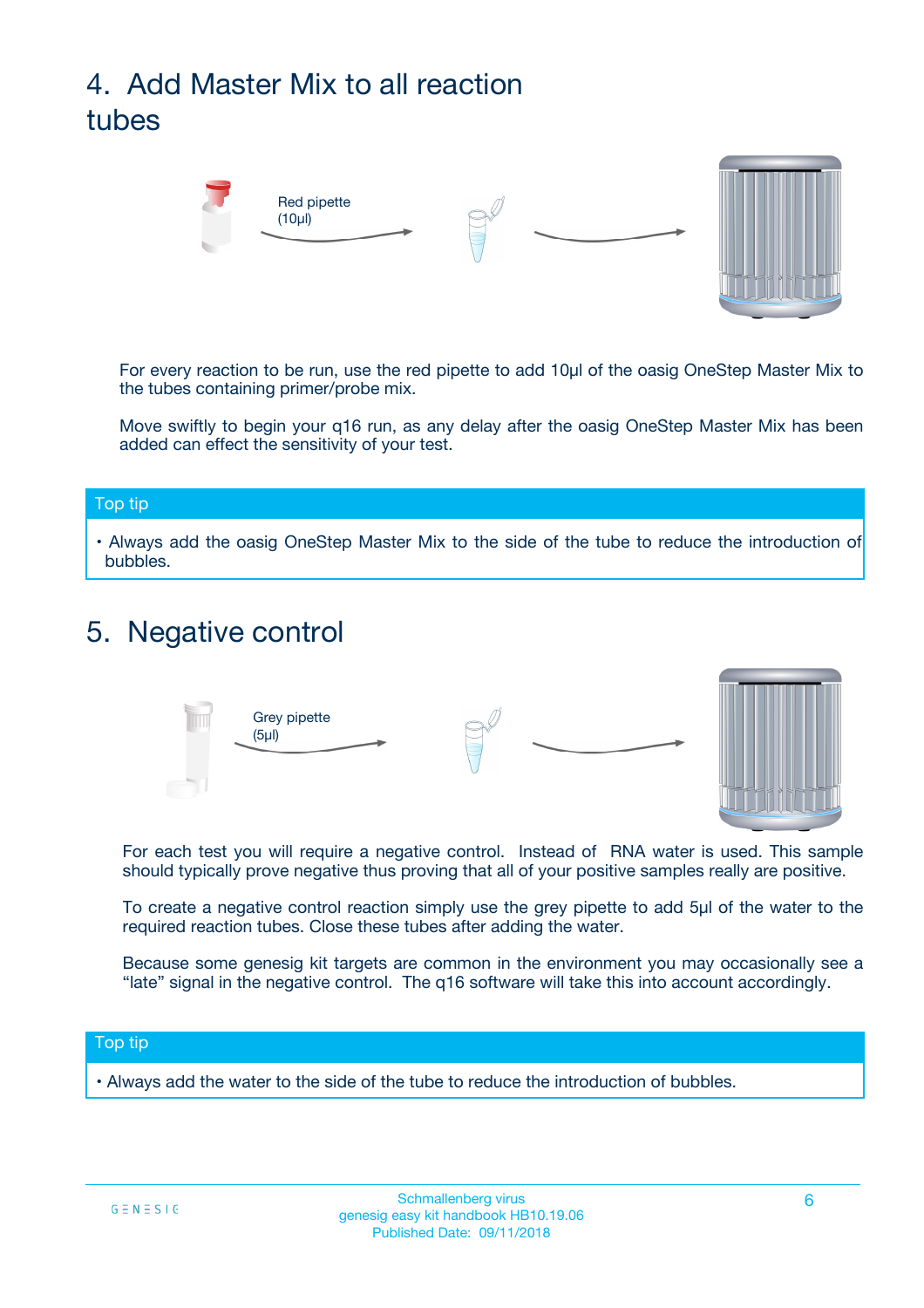## 4. Add Master Mix to all reaction tubes

Red pipette (10µl)

For every reaction to be run, use the red pipette to add 10µl of the oasig OneStep Master Mix to the tubes containing primer/probe mix.

Move swiftly to begin your q16 run, as any delay after the oasig OneStep Master Mix has been added can effect the sensitivity of your test.

**Top tip**

- Always add the oasig OneStep Master Mix to the side of the tube to reduce the introduction of bubbles.

## 5. Negative control

Grey pipette (5µl)

For each test you will require a negative control. Instead of RNA water is used. This sample should typically prove negative thus proving that all of your positive samples really are positive.

To create a negative control reaction simply use the grey pipette to add 5µl of the water to the required reaction tubes. Close these tubes after adding the water.

Because some genesig kit targets are common in the environment you may occasionally see a "late" signal in the negative control. The q16 software will take this into account accordingly.

**Top tip**

- Always add the water to the side of the tube to reduce the introduction of bubbles.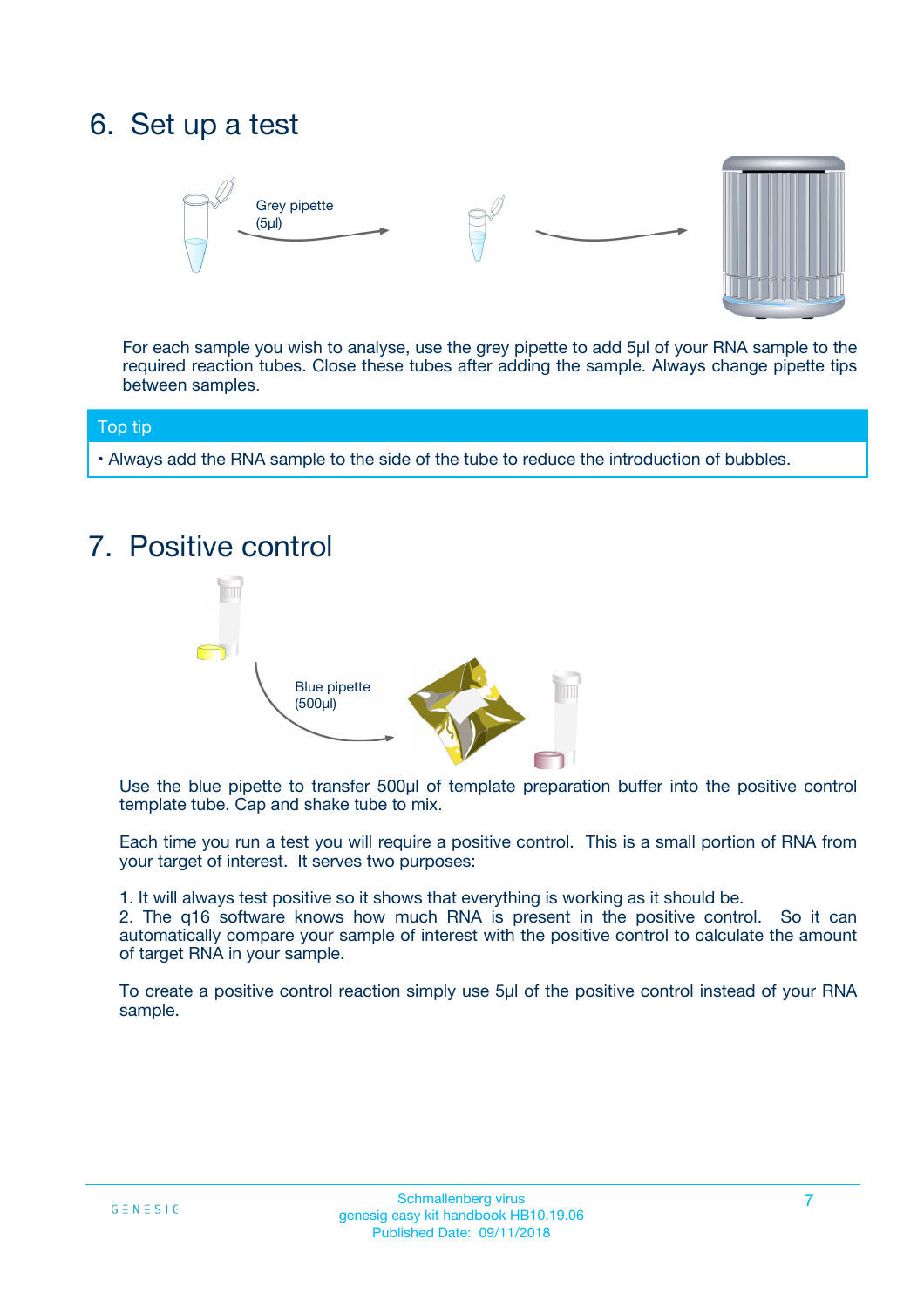# 6. Set up a test

Grey pipette (5µl)

For each sample you wish to analyse, use the grey pipette to add 5µl of your RNA sample to the required reaction tubes. Close these tubes after adding the sample. Always change pipette tips between samples.

**Top tip**

- Always add the RNA sample to the side of the tube to reduce the introduction of bubbles.

# 7. Positive control

Blue pipette (500µl)

Use the blue pipette to transfer 500µl of template preparation buffer into the positive control template tube. Cap and shake tube to mix.

Each time you run a test you will require a positive control. This is a small portion of RNA from your target of interest. It serves two purposes:

1. It will always test positive so it shows that everything is working as it should be.
2. The q16 software knows how much RNA is present in the positive control. So it can automatically compare your sample of interest with the positive control to calculate the amount of target RNA in your sample.

To create a positive control reaction simply use 5µl of the positive control instead of your RNA sample.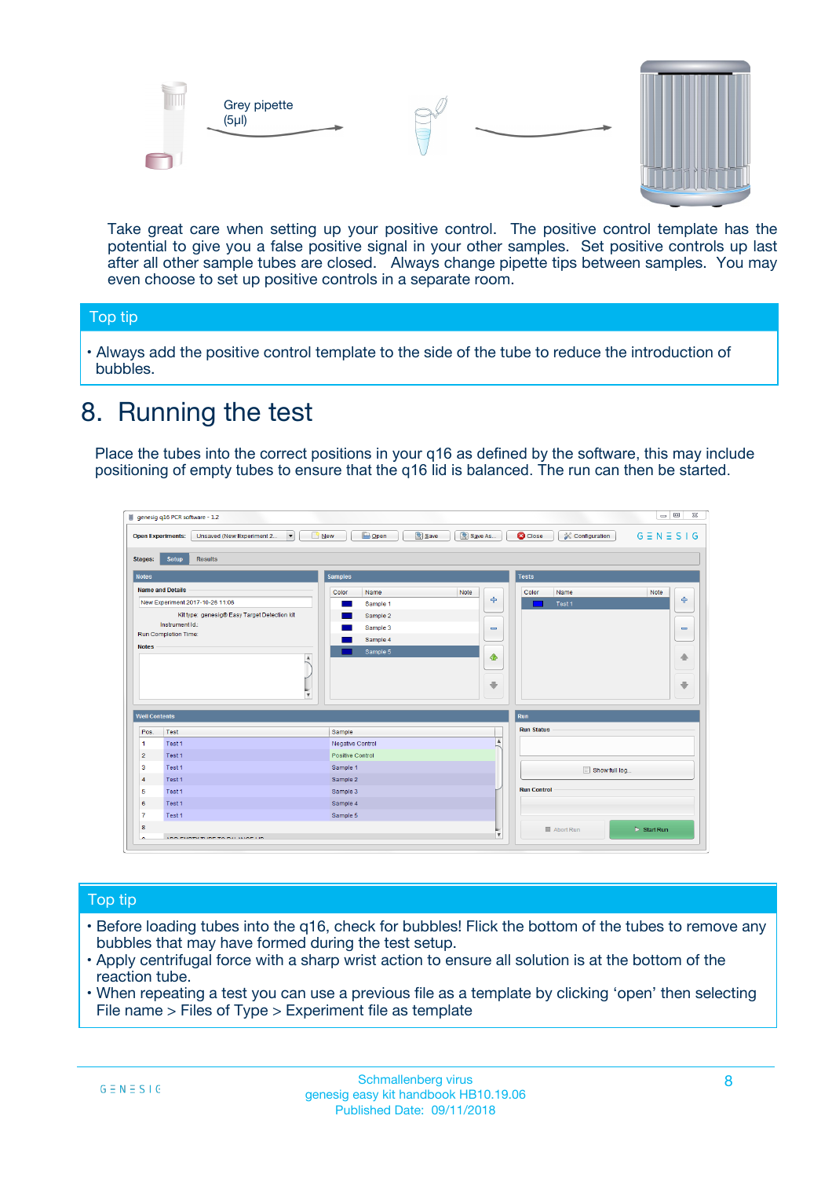Grey pipette
(5µl)

Take great care when setting up your positive control. The positive control template has the potential to give you a false positive signal in your other samples. Set positive controls up last after all other sample tubes are closed. Always change pipette tips between samples. You may even choose to set up positive controls in a separate room.

## Top tip

- Always add the positive control template to the side of the tube to reduce the introduction of bubbles.

# 8. Running the test

Place the tubes into the correct positions in your q16 as defined by the software, this may include positioning of empty tubes to ensure that the q16 lid is balanced. The run can then be started.

## Top tip

- Before loading tubes into the q16, check for bubbles! Flick the bottom of the tubes to remove any bubbles that may have formed during the test setup.
- Apply centrifugal force with a sharp wrist action to ensure all solution is at the bottom of the reaction tube.
- When repeating a test you can use a previous file as a template by clicking 'open' then selecting File name > Files of Type > Experiment file as template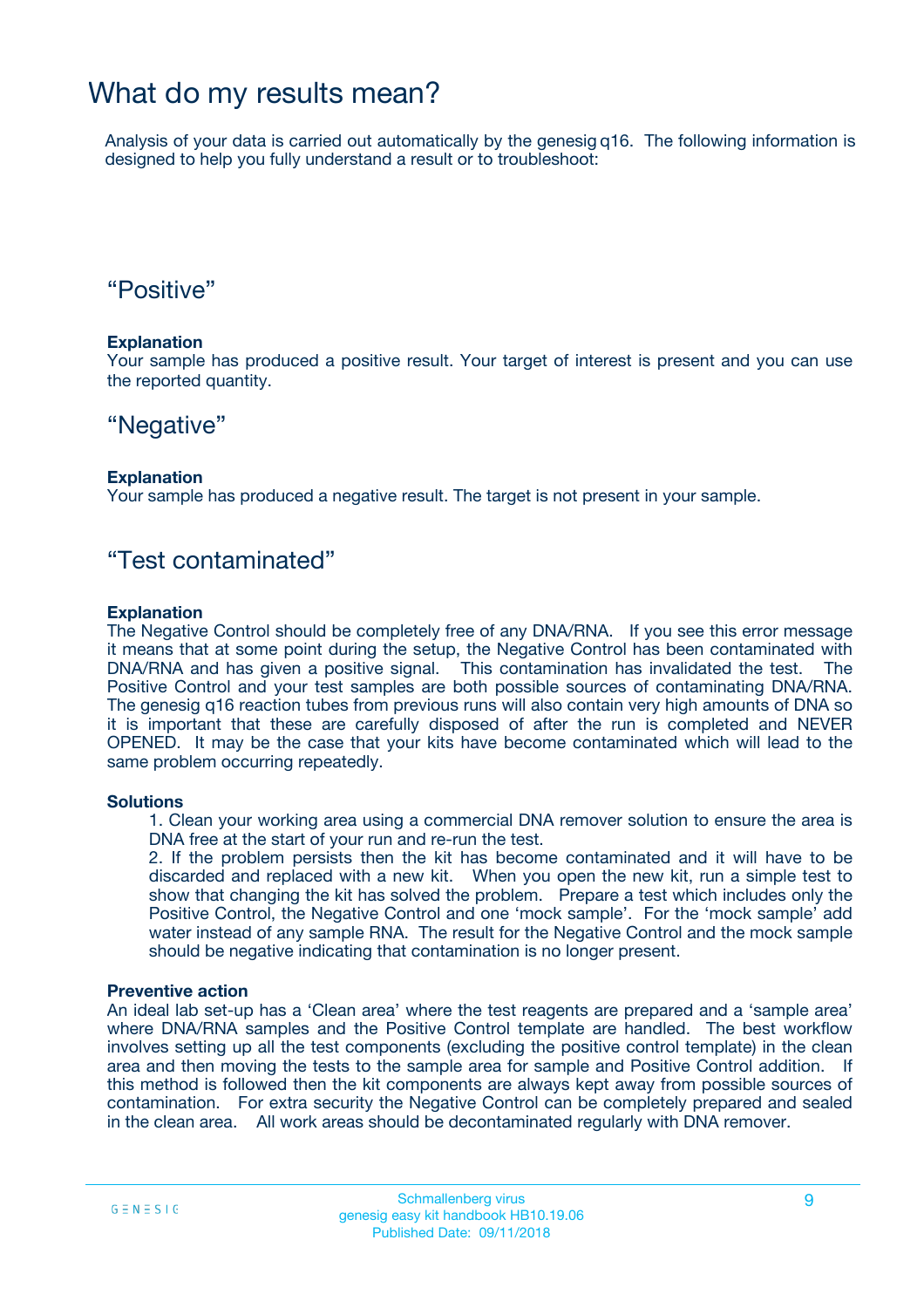# What do my results mean?

Analysis of your data is carried out automatically by the genesig q16. The following information is designed to help you fully understand a result or to troubleshoot:

## “Positive”

**Explanation**

Your sample has produced a positive result. Your target of interest is present and you can use the reported quantity.

## “Negative”

**Explanation**

Your sample has produced a negative result. The target is not present in your sample.

## “Test contaminated”

**Explanation**

The Negative Control should be completely free of any DNA/RNA. If you see this error message it means that at some point during the setup, the Negative Control has been contaminated with DNA/RNA and has given a positive signal. This contamination has invalidated the test. The Positive Control and your test samples are both possible sources of contaminating DNA/RNA. The genesig q16 reaction tubes from previous runs will also contain very high amounts of DNA so it is important that these are carefully disposed of after the run is completed and NEVER OPENED. It may be the case that your kits have become contaminated which will lead to the same problem occurring repeatedly.

**Solutions**

1. Clean your working area using a commercial DNA remover solution to ensure the area is DNA free at the start of your run and re-run the test.
2. If the problem persists then the kit has become contaminated and it will have to be discarded and replaced with a new kit. When you open the new kit, run a simple test to show that changing the kit has solved the problem. Prepare a test which includes only the Positive Control, the Negative Control and one ‘mock sample’. For the ‘mock sample’ add water instead of any sample RNA. The result for the Negative Control and the mock sample should be negative indicating that contamination is no longer present.

**Preventive action**

An ideal lab set-up has a ‘Clean area’ where the test reagents are prepared and a ‘sample area’ where DNA/RNA samples and the Positive Control template are handled. The best workflow involves setting up all the test components (excluding the positive control template) in the clean area and then moving the tests to the sample area for sample and Positive Control addition. If this method is followed then the kit components are always kept away from possible sources of contamination. For extra security the Negative Control can be completely prepared and sealed in the clean area. All work areas should be decontaminated regularly with DNA remover.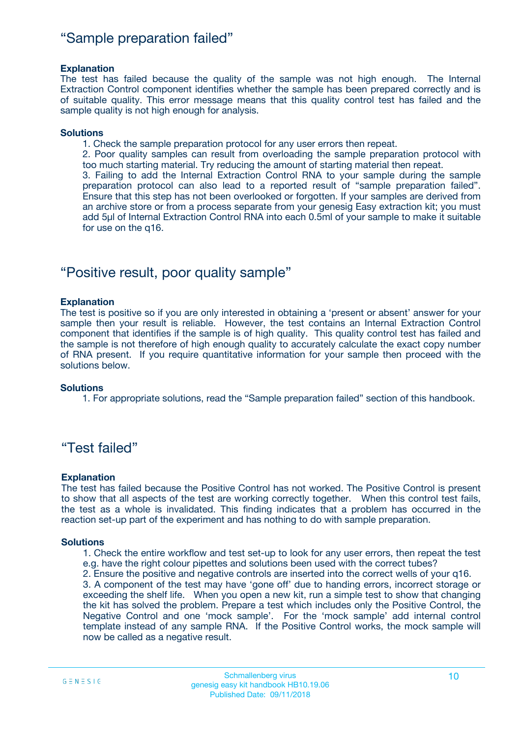## "Sample preparation failed"

**Explanation**
The test has failed because the quality of the sample was not high enough. The Internal Extraction Control component identifies whether the sample has been prepared correctly and is of suitable quality. This error message means that this quality control test has failed and the sample quality is not high enough for analysis.

**Solutions**

1. Check the sample preparation protocol for any user errors then repeat.
2. Poor quality samples can result from overloading the sample preparation protocol with too much starting material. Try reducing the amount of starting material then repeat.
3. Failing to add the Internal Extraction Control RNA to your sample during the sample preparation protocol can also lead to a reported result of "sample preparation failed". Ensure that this step has not been overlooked or forgotten. If your samples are derived from an archive store or from a process separate from your genesig Easy extraction kit; you must add 5µl of Internal Extraction Control RNA into each 0.5ml of your sample to make it suitable for use on the q16.

## "Positive result, poor quality sample"

**Explanation**
The test is positive so if you are only interested in obtaining a 'present or absent' answer for your sample then your result is reliable. However, the test contains an Internal Extraction Control component that identifies if the sample is of high quality. This quality control test has failed and the sample is not therefore of high enough quality to accurately calculate the exact copy number of RNA present. If you require quantitative information for your sample then proceed with the solutions below.

**Solutions**

1. For appropriate solutions, read the "Sample preparation failed" section of this handbook.

## "Test failed"

**Explanation**
The test has failed because the Positive Control has not worked. The Positive Control is present to show that all aspects of the test are working correctly together. When this control test fails, the test as a whole is invalidated. This finding indicates that a problem has occurred in the reaction set-up part of the experiment and has nothing to do with sample preparation.

**Solutions**

1. Check the entire workflow and test set-up to look for any user errors, then repeat the test e.g. have the right colour pipettes and solutions been used with the correct tubes?
2. Ensure the positive and negative controls are inserted into the correct wells of your q16.
3. A component of the test may have 'gone off' due to handing errors, incorrect storage or exceeding the shelf life. When you open a new kit, run a simple test to show that changing the kit has solved the problem. Prepare a test which includes only the Positive Control, the Negative Control and one 'mock sample'. For the 'mock sample' add internal control template instead of any sample RNA. If the Positive Control works, the mock sample will now be called as a negative result.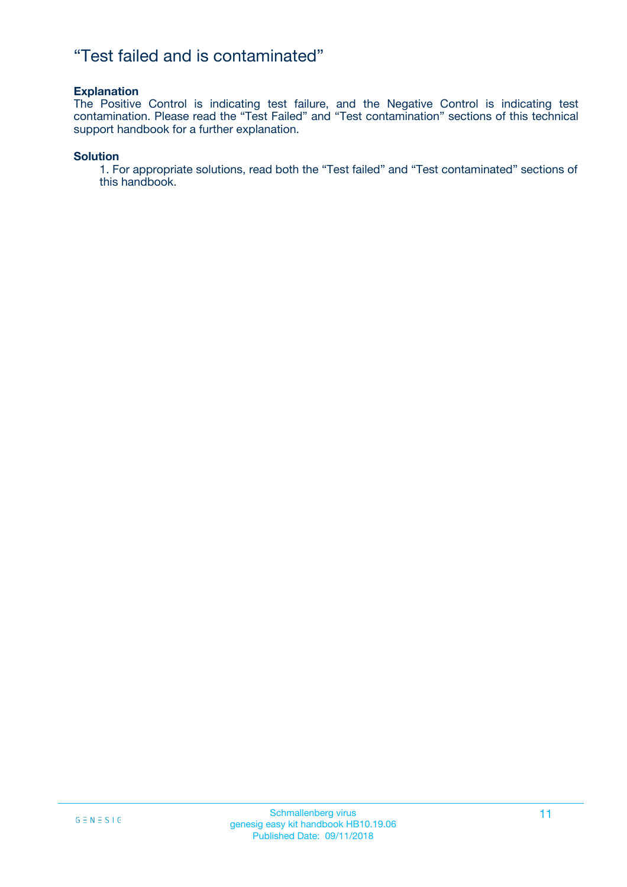# “Test failed and is contaminated”

**Explanation**

The Positive Control is indicating test failure, and the Negative Control is indicating test contamination. Please read the “Test Failed” and “Test contamination” sections of this technical support handbook for a further explanation.

**Solution**

1. For appropriate solutions, read both the “Test failed” and “Test contaminated” sections of this handbook.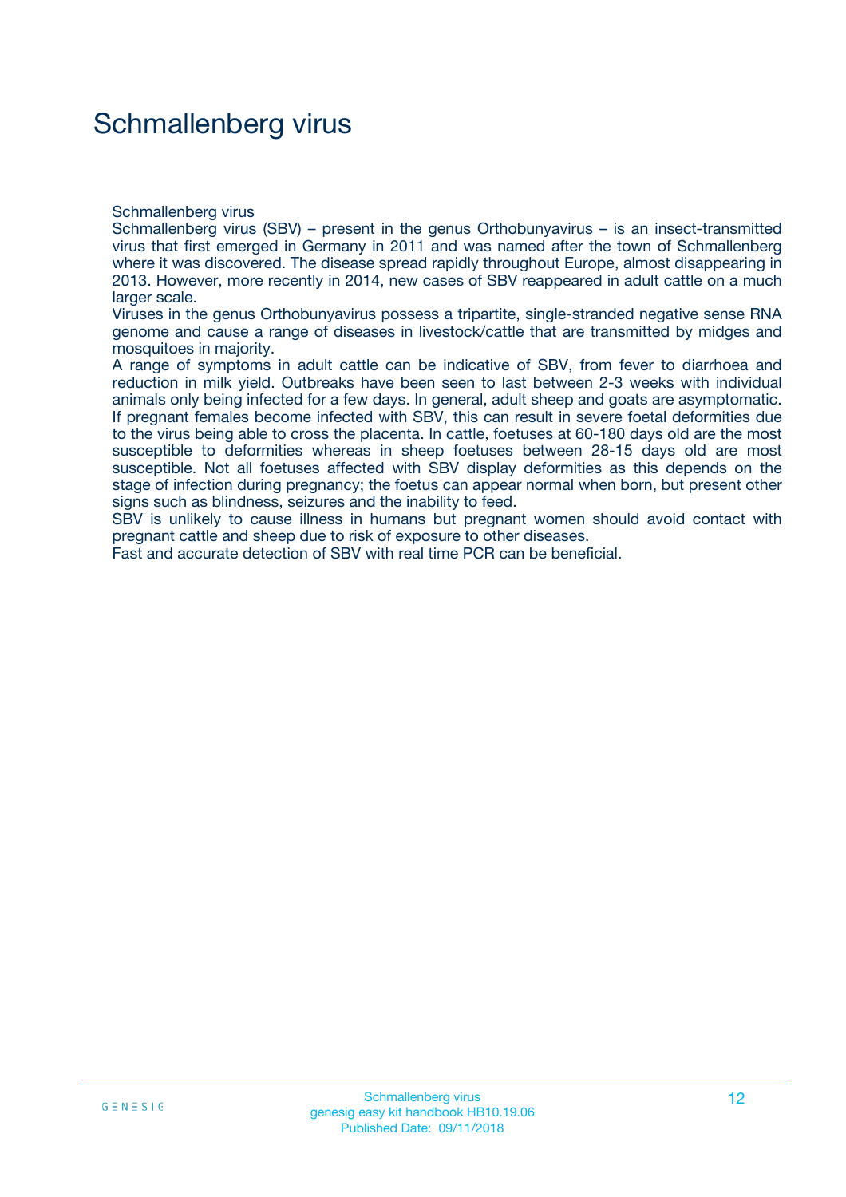# Schmallenberg virus

Schmallenberg virus

Schmallenberg virus (SBV) – present in the genus Orthobunyavirus – is an insect-transmitted virus that first emerged in Germany in 2011 and was named after the town of Schmallenberg where it was discovered. The disease spread rapidly throughout Europe, almost disappearing in 2013. However, more recently in 2014, new cases of SBV reappeared in adult cattle on a much larger scale.

Viruses in the genus Orthobunyavirus possess a tripartite, single-stranded negative sense RNA genome and cause a range of diseases in livestock/cattle that are transmitted by midges and mosquitoes in majority.

A range of symptoms in adult cattle can be indicative of SBV, from fever to diarrhoea and reduction in milk yield. Outbreaks have been seen to last between 2-3 weeks with individual animals only being infected for a few days. In general, adult sheep and goats are asymptomatic. If pregnant females become infected with SBV, this can result in severe foetal deformities due to the virus being able to cross the placenta. In cattle, foetuses at 60-180 days old are the most susceptible to deformities whereas in sheep foetuses between 28-15 days old are most susceptible. Not all foetuses affected with SBV display deformities as this depends on the stage of infection during pregnancy; the foetus can appear normal when born, but present other signs such as blindness, seizures and the inability to feed.

SBV is unlikely to cause illness in humans but pregnant women should avoid contact with pregnant cattle and sheep due to risk of exposure to other diseases.

Fast and accurate detection of SBV with real time PCR can be beneficial.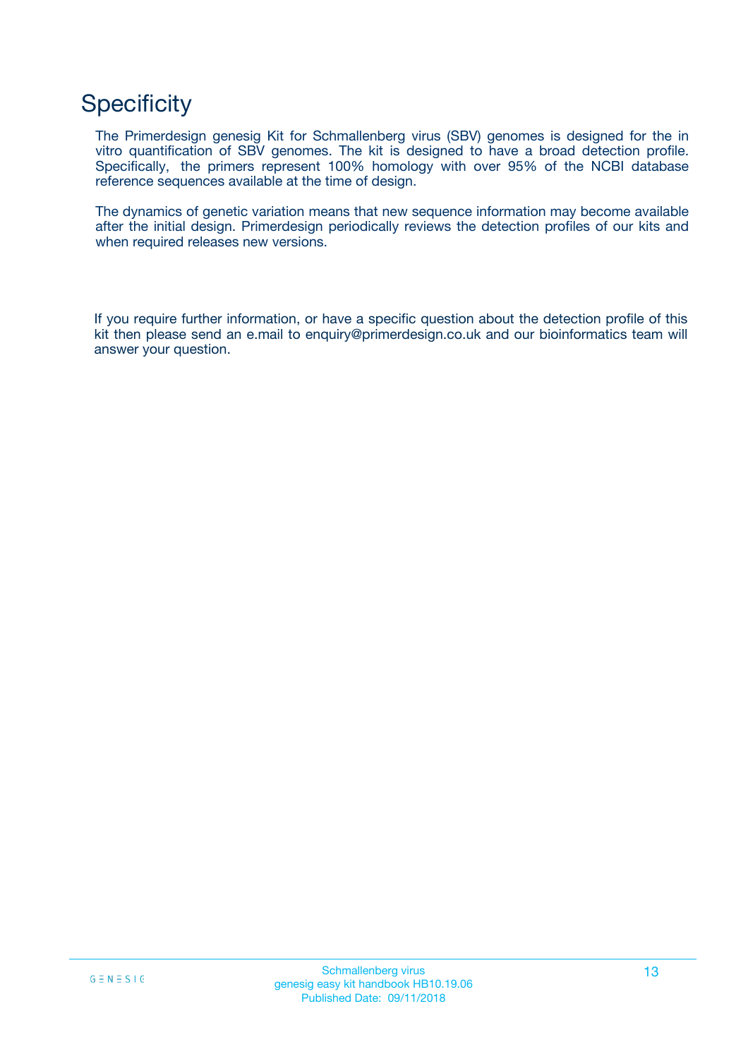# Specificity

The Primerdesign genesig Kit for Schmallenberg virus (SBV) genomes is designed for the in vitro quantification of SBV genomes. The kit is designed to have a broad detection profile. Specifically, the primers represent 100% homology with over 95% of the NCBI database reference sequences available at the time of design.

The dynamics of genetic variation means that new sequence information may become available after the initial design. Primerdesign periodically reviews the detection profiles of our kits and when required releases new versions.

If you require further information, or have a specific question about the detection profile of this kit then please send an e.mail to enquiry@primerdesign.co.uk and our bioinformatics team will answer your question.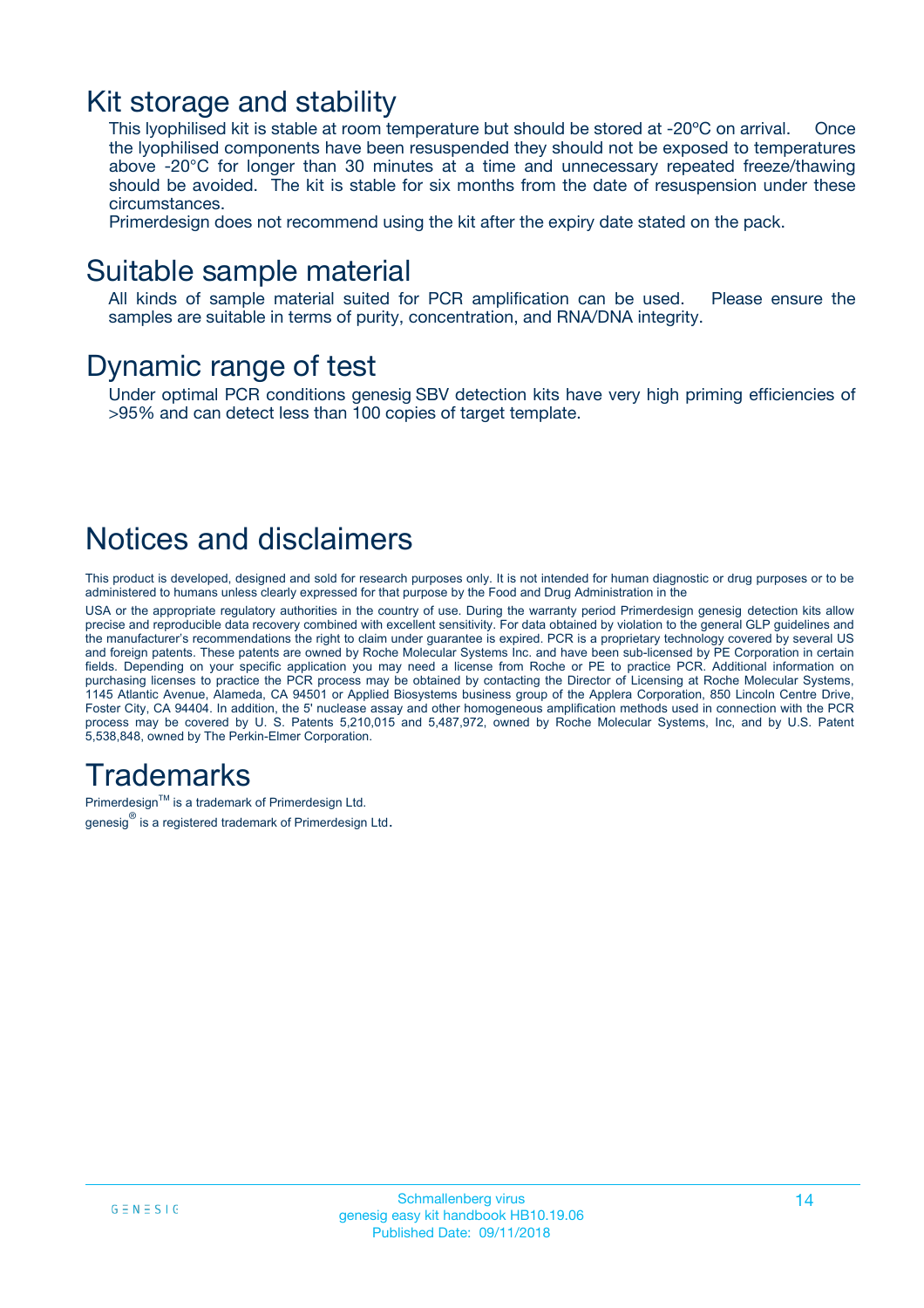## Kit storage and stability

This lyophilised kit is stable at room temperature but should be stored at -20ºC on arrival. Once the lyophilised components have been resuspended they should not be exposed to temperatures above -20°C for longer than 30 minutes at a time and unnecessary repeated freeze/thawing should be avoided. The kit is stable for six months from the date of resuspension under these circumstances.

Primerdesign does not recommend using the kit after the expiry date stated on the pack.

## Suitable sample material

All kinds of sample material suited for PCR amplification can be used. Please ensure the samples are suitable in terms of purity, concentration, and RNA/DNA integrity.

## Dynamic range of test

Under optimal PCR conditions genesig SBV detection kits have very high priming efficiencies of >95% and can detect less than 100 copies of target template.

# Notices and disclaimers

This product is developed, designed and sold for research purposes only. It is not intended for human diagnostic or drug purposes or to be administered to humans unless clearly expressed for that purpose by the Food and Drug Administration in the

USA or the appropriate regulatory authorities in the country of use. During the warranty period Primerdesign genesig detection kits allow precise and reproducible data recovery combined with excellent sensitivity. For data obtained by violation to the general GLP guidelines and the manufacturer's recommendations the right to claim under guarantee is expired. PCR is a proprietary technology covered by several US and foreign patents. These patents are owned by Roche Molecular Systems Inc. and have been sub-licensed by PE Corporation in certain fields. Depending on your specific application you may need a license from Roche or PE to practice PCR. Additional information on purchasing licenses to practice the PCR process may be obtained by contacting the Director of Licensing at Roche Molecular Systems, 1145 Atlantic Avenue, Alameda, CA 94501 or Applied Biosystems business group of the Applera Corporation, 850 Lincoln Centre Drive, Foster City, CA 94404. In addition, the 5' nuclease assay and other homogeneous amplification methods used in connection with the PCR process may be covered by U. S. Patents 5,210,015 and 5,487,972, owned by Roche Molecular Systems, Inc, and by U.S. Patent 5,538,848, owned by The Perkin-Elmer Corporation.

# Trademarks

Primerdesign™ is a trademark of Primerdesign Ltd.

genesig® is a registered trademark of Primerdesign Ltd.